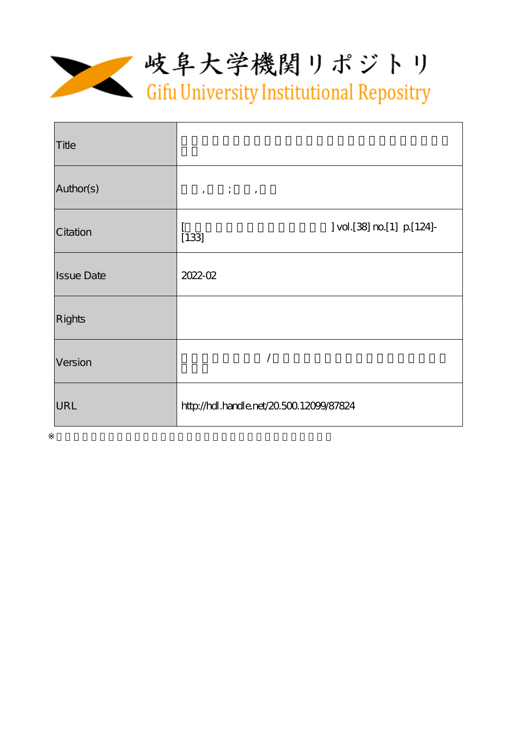岐阜大学機関リポジトリ

Gifu University Institutional Repository

| Title | |
|---|---|
| Author(s) | , ; , |
| Citation | [ ] vol.[38] no.[1] p.[124]-[133] |
| Issue Date | 2022-02 |
| Rights | |
| Version | / |
| URL | http://hdl.handle.net/20.500.12099/87824 |

※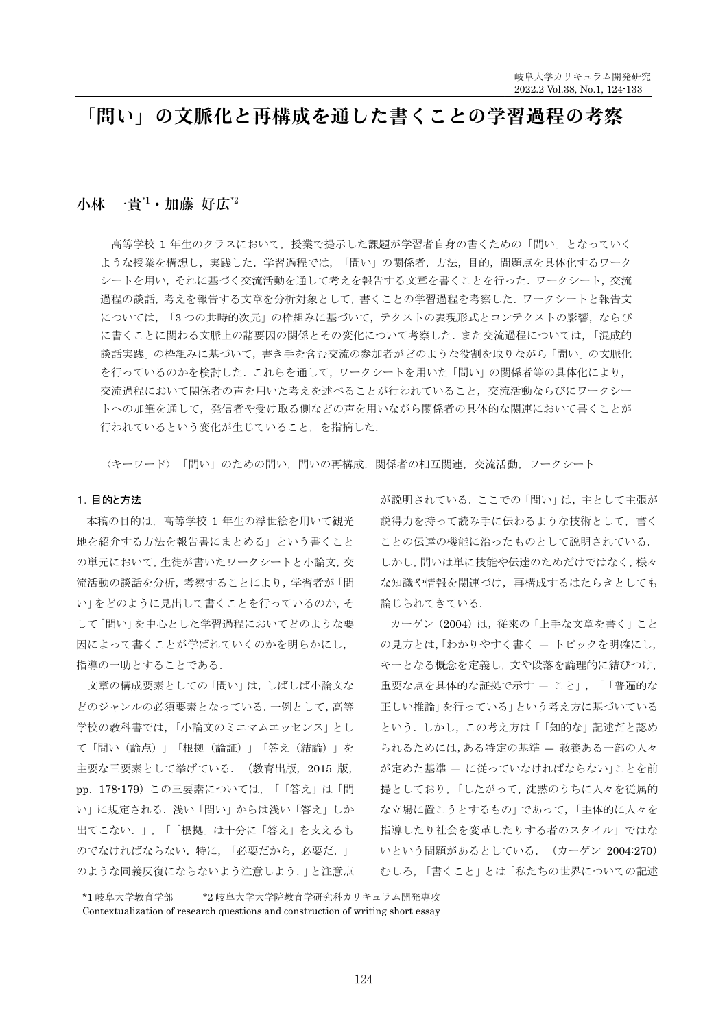# 「問い」の文脈化と再構成を通した書くことの学習過程の考察

## 小林 一貴[*1]・加藤 好広[*2]

高等学校 1 年生のクラスにおいて，授業で提示した課題が学習者自身の書くための「問い」となっていくような授業を構想し，実践した．学習過程では，「問い」の関係者，方法，目的，問題点を具体化するワークシートを用い，それに基づく交流活動を通して考えを報告する文章を書くことを行った．ワークシート，交流過程の談話，考えを報告する文章を分析対象として，書くことの学習過程を考察した．ワークシートと報告文については，「3 つの共時的次元」の枠組みに基づいて，テクストの表現形式とコンテクストの影響，ならびに書くことに関わる文脈上の諸要因の関係とその変化について考察した．また交流過程については，「混成的談話実践」の枠組みに基づいて，書き手を含む交流の参加者がどのような役割を取りながら「問い」の文脈化を行っているのかを検討した．これらを通して，ワークシートを用いた「問い」の関係者等の具体化により，交流過程において関係者の声を用いた考えを述べることが行われていること，交流活動ならびにワークシートへの加筆を通して，発信者や受け取る側などの声を用いながら関係者の具体的な関連において書くことが行われているという変化が生じていること，を指摘した．

〈キーワード〉「問い」のための問い，問いの再構成，関係者の相互関連，交流活動，ワークシート

### 1. 目的と方法

本稿の目的は，高等学校 1 年生の浮世絵を用いて観光地を紹介する方法を報告書にまとめる」という書くことの単元において，生徒が書いたワークシートと小論文，交流活動の談話を分析，考察することにより，学習者が「問い」をどのように見出して書くことを行っているのか，そして「問い」を中心とした学習過程においてどのような要因によって書くことが学ばれていくのかを明らかにし，指導の一助とすることである．

文章の構成要素としての「問い」は，しばしば小論文などのジャンルの必須要素となっている．一例として，高等学校の教科書では，「小論文のミニマムエッセンス」として「問い（論点）」「根拠（論証）」「答え（結論）」を主要な三要素として挙げている．（教育出版，2015 版，pp. 178-179）この三要素については，「「答え」は「問い」に規定される．浅い「問い」からは浅い「答え」しか出てこない．」，「「根拠」は十分に「答え」を支えるものでなければならない．特に，「必要だから，必要だ．」のような同義反復にならないよう注意しよう．」と注意点が説明されている．ここでの「問い」は，主として主張が説得力を持って読み手に伝わるような技術として，書くことの伝達の機能に沿ったものとして説明されている．しかし，問いは単に技能や伝達のためだけではなく，様々な知識や情報を関連づけ，再構成するはたらきとしても論じられてきている．

カーゲン（2004）は，従来の「上手な文章を書く」ことの見方とは，「わかりやすく書く ― トピックを明確にし，キーとなる概念を定義し，文や段落を論理的に結びつけ，重要な点を具体的な証拠で示す ― こと」，「「普遍的な正しい推論」を行っている」という考え方に基づいているという．しかし，この考え方は「「知的な」記述だと認められるためには，ある特定の基準 ― 教養ある一部の人々が定めた基準 ― に従っていなければならない」ことを前提としており，「したがって，沈黙のうちに人々を従属的な立場に置こうとするもの」であって，「主体的に人々を指導したり社会を変革したりする者のスタイル」ではないという問題があるとしている．（カーゲン 2004:270）むしろ，「書くこと」とは「私たちの世界についての記述

*1 岐阜大学教育学部　　*2 岐阜大学大学院教育学研究科カリキュラム開発専攻
Contextualization of research questions and construction of writing short essay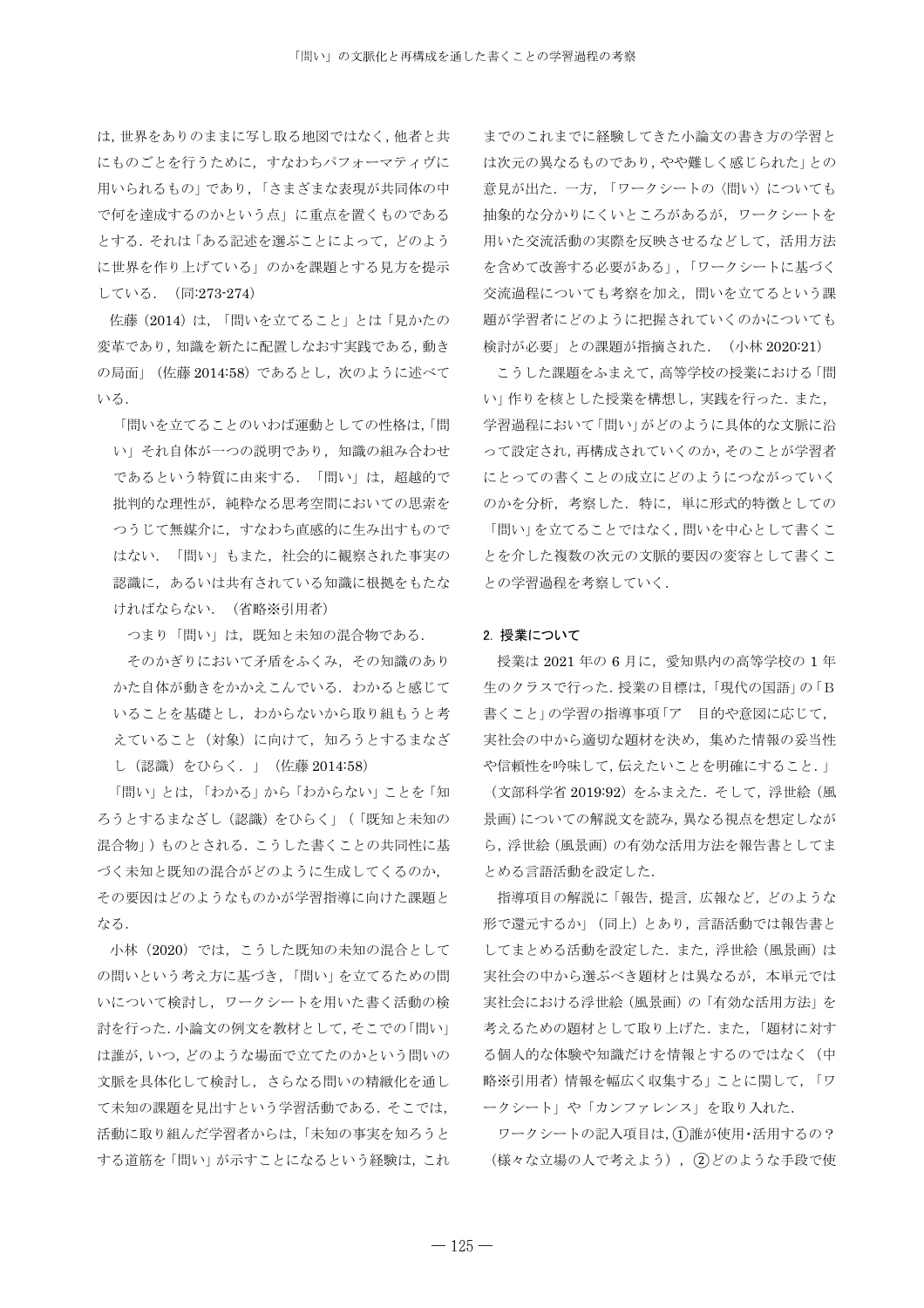は，世界をありのままに写し取る地図ではなく，他者と共にものごとを行うために，すなわちパフォーマティヴに用いられるもの」であり，「さまざまな表現が共同体の中で何を達成するのかという点」に重点を置くものであるとする．それは「ある記述を選ぶことによって，どのように世界を作り上げている」のかを課題とする見方を提示している．（同:273-274）

佐藤（2014）は，「問いを立てること」とは「見かたの変革であり，知識を新たに配置しなおす実践である，動きの局面」（佐藤 2014:58）であるとし，次のように述べている．

> 「問いを立てることのいわば運動としての性格は，「問い」それ自体が一つの説明であり，知識の組み合わせであるという特質に由来する．「問い」は，超越的で批判的な理性が，純粋なる思考空間においての思索をつうじて無媒介に，すなわち直感的に生み出すものではない．「問い」もまた，社会的に観察された事実の認識に，あるいは共有されている知識に根拠をもたなければならない．（省略※引用者）
>
> つまり「問い」は，既知と未知の混合物である．
>
> そのかぎりにおいて矛盾をふくみ，その知識のありかた自体が動きをかかえこんでいる．わかると感じていることを基礎とし，わからないから取り組もうと考えていること（対象）に向けて，知ろうとするまなざし（認識）をひらく．」（佐藤 2014:58）

「問い」とは，「わかる」から「わからない」ことを「知ろうとするまなざし（認識）をひらく」（「既知と未知の混合物」）ものとされる．こうした書くことの共同性に基づく未知と既知の混合がどのように生成してくるのか，その要因はどのようなものかが学習指導に向けた課題となる．

小林（2020）では，こうした既知の未知の混合としての問いという考え方に基づき，「問い」を立てるための問いについて検討し，ワークシートを用いた書く活動の検討を行った．小論文の例文を教材として，そこでの「問い」は誰が，いつ，どのような場面で立てたのかという問いの文脈を具体化して検討し，さらなる問いの精緻化を通して未知の課題を見出すという学習活動である．そこでは，活動に取り組んだ学習者からは，「未知の事実を知ろうとする道筋を「問い」が示すことになるという経験は，これまでのこれまでに経験してきた小論文の書き方の学習とは次元の異なるものであり，やや難しく感じられた」との意見が出た．一方，「ワークシートの〈問い〉についても抽象的な分かりにくいところがあるが，ワークシートを用いた交流活動の実際を反映させるなどして，活用方法を含めて改善する必要がある」，「ワークシートに基づく交流過程についても考察を加え，問いを立てるという課題が学習者にどのように把握されていくのかについても検討が必要」との課題が指摘された．（小林 2020:21）

こうした課題をふまえて，高等学校の授業における「問い」作りを核とした授業を構想し，実践を行った．また，学習過程において「問い」がどのように具体的な文脈に沿って設定され，再構成されていくのか，そのことが学習者にとっての書くことの成立にどのようにつながっていくのかを分析，考察した．特に，単に形式的特徴としての「問い」を立てることではなく，問いを中心として書くことを介した複数の次元の文脈的要因の変容として書くことの学習過程を考察していく．

## 2. 授業について

授業は 2021 年の 6 月に，愛知県内の高等学校の 1 年生のクラスで行った．授業の目標は，「現代の国語」の「B 書くこと」の学習の指導事項「ア　目的や意図に応じて，実社会の中から適切な題材を決め，集めた情報の妥当性や信頼性を吟味して，伝えたいことを明確にすること．」（文部科学省 2019:92）をふまえた．そして，浮世絵（風景画）についての解説文を読み，異なる視点を想定しながら，浮世絵（風景画）の有効な活用方法を報告書としてまとめる言語活動を設定した．

指導項目の解説に「報告，提言，広報など，どのような形で還元するか」（同上）とあり，言語活動では報告書としてまとめる活動を設定した．また，浮世絵（風景画）は実社会の中から選ぶべき題材とは異なるが，本単元では実社会における浮世絵（風景画）の「有効な活用方法」を考えるための題材として取り上げた．また，「題材に対する個人的な体験や知識だけを情報とするのではなく（中略※引用者）情報を幅広く収集する」ことに関して，「ワークシート」や「カンファレンス」を取り入れた．

ワークシートの記入項目は，①誰が使用・活用するの？（様々な立場の人で考えよう），②どのような手段で使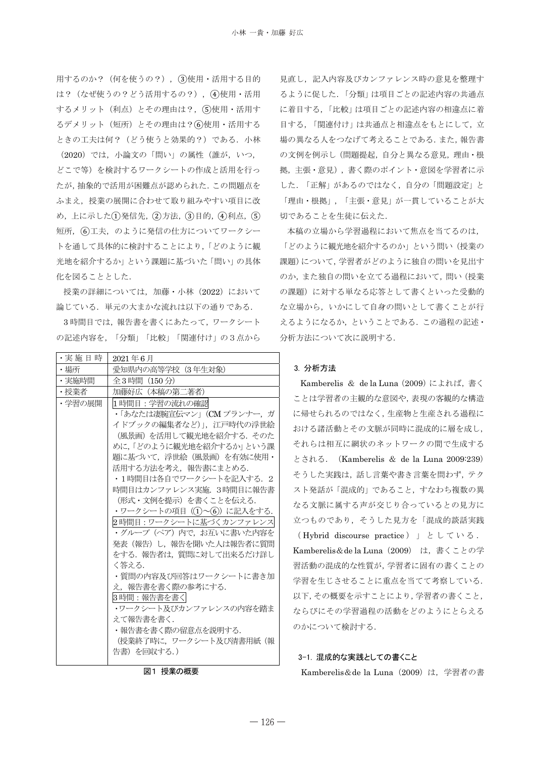用するのか？（何を使うの？），③使用・活用する目的は？（なぜ使うの？どう活用するの？），④使用・活用するメリット（利点）とその理由は？，⑤使用・活用するデメリット（短所）とその理由は？⑥使用・活用するときの工夫は何？（どう使うと効果的？）である．小林（2020）では，小論文の「問い」の属性（誰が，いつ，どこで等）を検討するワークシートの作成と活用を行ったが，抽象的で活用が困難点が認められた．この問題点をふまえ，授業の展開に合わせて取り組みやすい項目に改め，上に示した①発信先，②方法，③目的，④利点，⑤短所，⑥工夫，のように発信の仕方についてワークシートを通して具体的に検討することにより，「どのように観光地を紹介するか」という課題に基づいた「問い」の具体化を図ることとした．

授業の詳細については，加藤・小林（2022）において論じている．単元の大まかな流れは以下の通りである．

3時間目では，報告書を書くにあたって，ワークシートの記述内容を，「分類」「比較」「関連付け」の3点から見直し，記入内容及びカンファレンス時の意見を整理するように促した．「分類」は項目ごとの記述内容の共通点に着目する，「比較」は項目ごとの記述内容の相違点に着目する，「関連付け」は共通点と相違点をもとにして，立場の異なる人をつなげて考えることである．また，報告書の文例を例示し（問題提起，自分と異なる意見，理由・根拠，主張・意見），書く際のポイント・意図を学習者に示した．「正解」があるのではなく，自分の「問題設定」と「理由・根拠」，「主張・意見」が一貫していることが大切であることを生徒に伝えた．

| ・実施日時 | 2021年6月 |
|---|---|
| ・場所 | 愛知県内の高等学校（3年生対象） |
| ・実施時間 | 全3時間（150分） |
| ・授業者 | 加藤好広（本稿の第二著者） |
| ・学習の展開 | 1時間目：学習の流れの確認<br>・「あなたは凄腕宣伝マン」（CMプランナー，ガイドブックの編集者など）」，江戸時代の浮世絵（風景画）を活用して観光地を紹介する．そのために，「どのように観光地を紹介するか」という課題に基づいて，浮世絵（風景画）を有効に使用・活用する方法を考え，報告書にまとめる．<br>・1時間目は各自でワークシートを記入する．2時間目はカンファレンス実施．3時間目に報告書（形式・文例を提示）を書くことを伝える．<br>・ワークシートの項目（①～⑥）に記入をする．<br>2時間目：ワークシートに基づくカンファレンス<br>・グループ（ペア）内で，お互いに書いた内容を発表（報告）し，報告を聞いた人は報告者に質問をする．報告者は，質問に対して出来るだけ詳しく答える．<br>・質問の内容及び回答はワークシートに書き加え，報告書を書く際の参考にする．<br>3時間：報告書を書く<br>・ワークシート及びカンファレンスの内容を踏まえて報告書を書く．<br>・報告書を書く際の留意点を説明する．<br>（授業終了時に，ワークシート及び清書用紙（報告書）を回収する．） |

**図1 授業の概要**

本稿の立場から学習過程において焦点を当てるのは，「どのように観光地を紹介するのか」という問い（授業の課題）について，学習者がどのように独自の問いを見出すのか，また独自の問いを立てる過程において，問い（授業の課題）に対する単なる応答として書くといった受動的な立場から，いかにして自身の問いとして書くことが行えるようになるか，ということである．この過程の記述・分析方法について次に説明する．

## 3. 分析方法

Kamberelis ＆ de la Luna（2009）によれば，書くことは学習者の主観的な意図や，表現の客観的な構造に帰せられるのではなく，生産物と生産される過程における諸活動とその文脈が同時に混成的に層を成し，それらは相互に網状のネットワークの間で生成するとされる．（Kamberelis ＆ de la Luna 2009:239）そうした実践は，話し言葉や書き言葉を問わず，テクスト発話が「混成的」であること，すなわち複数の異なる文脈に属する声が交じり合っているとの見方に立つものであり，そうした見方を「混成的談話実践（Hybrid discourse practice）」としている．Kamberelis＆de la Luna（2009）は，書くことの学習活動の混成的な性質が，学習者に固有の書くことの学習を生じさせることに重点を当てて考察している．以下，その概要を示すことにより，学習者の書くこと，ならびにその学習過程の活動をどのようにとらえるのかについて検討する．

### 3-1. 混成的な実践としての書くこと

Kamberelis＆de la Luna（2009）は，学習者の書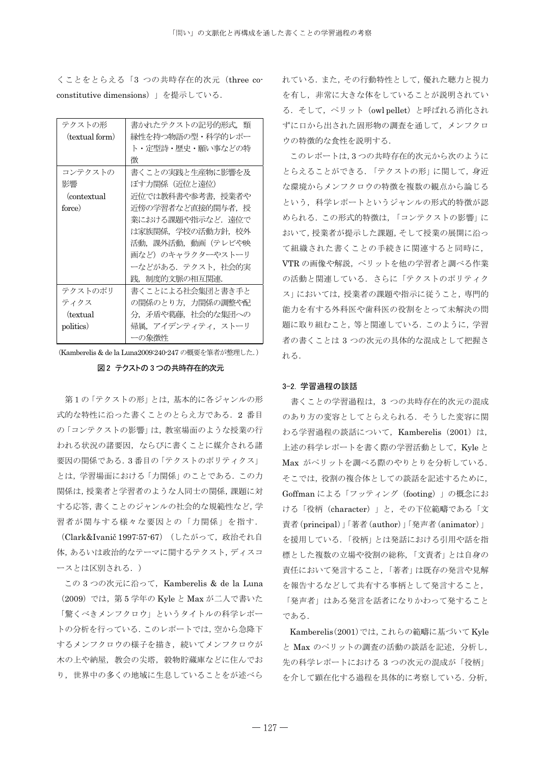くことをとらえる「3 つの共時存在的次元（three co-constitutive dimensions）」を提示している．

| テクストの形（textual form） | 書かれたテクストの記号的形式，類縁性を持つ物語の型・科学的レポート・定型詩・歴史・願い事などの特徴 |
|---|---|
| コンテクストの影響（contextual force） | 書くことの実践と生産物に影響を及ぼす力関係（近位と遠位）近位では教科書や参考書，授業者や近傍の学習者など直接的関与者，授業における課題や指示など．遠位では家族関係，学校の活動方針，校外活動，課外活動，動画（テレビや映画など）のキャラクターやストーリーなどがある．テクスト，社会的実践，制度的文脈の相互関連． |
| テクストのポリティクス（textual politics） | 書くことによる社会集団と書き手との関係のとり方，力関係の調整や配分，矛盾や葛藤，社会的な集団への帰属，アイデンティティ，ストーリーの象徴性 |

（Kamberelis & de la Luna2009:240-247 の概要を筆者が整理した．）

**図 2　テクストの 3 つの共時存在的次元**

第 1 の「テクストの形」とは，基本的に各ジャンルの形式的な特性に沿った書くことのとらえ方である．2 番目の「コンテクストの影響」は，教室場面のような授業の行われる状況の諸要因，ならびに書くことに媒介される諸要因の関係である．3 番目の「テクストのポリティクス」とは，学習場面における「力関係」のことである．この力関係は，授業者と学習者のような人同士の関係，課題に対する応答，書くことのジャンルの社会的な規範性など，学習者が関与する様々な要因との「力関係」を指す．（Clark&Ivanič 1997:57-67）（したがって，政治それ自体，あるいは政治的なテーマに関するテクスト，ディスコースとは区別される．）

この 3 つの次元に沿って，Kamberelis & de la Luna（2009）では，第 5 学年の Kyle と Max が二人で書いた「驚くべきメンフクロウ」というタイトルの科学レポートの分析を行っている．このレポートでは，空から急降下するメンフクロウの様子を描き，続いてメンフクロウが木の上や納屋，教会の尖塔，穀物貯蔵庫などに住んでおり，世界中の多くの地域に生息していることをが述べられている．また，その行動特性として，優れた聴力と視力を有し，非常に大きな体をしていることが説明されている．そして，ペリット（owl pellet）と呼ばれる消化されずに口から出された固形物の調査を通して，メンフクロウの特徴的な食性を説明する．

このレポートは，3 つの共時存在的次元から次のようにとらえることができる．「テクストの形」に関して，身近な環境からメンフクロウの特徴を複数の観点から論じるという，科学レポートというジャンルの形式的特徴が認められる．この形式的特徴は，「コンテクストの影響」において，授業者が提示した課題，そして授業の展開に沿って組織された書くことの手続きに関連すると同時に，VTR の画像や解説，ペリットを他の学習者と調べる作業の活動と関連している．さらに「テクストのポリティクス」においては，授業者の課題や指示に従うこと，専門的能力を有する外科医や歯科医の役割をとって未解決の問題に取り組むこと，等と関連している．このように，学習者の書くことは 3 つの次元の具体的な混成として把握される．

### 3-2. 学習過程の談話

書くことの学習過程は，3 つの共時存在的次元の混成のあり方の変容としてとらえられる．そうした変容に関わる学習過程の談話について，Kamberelis（2001）は，上述の科学レポートを書く際の学習活動として，Kyle と Max がペリットを調べる際のやりとりを分析している．そこでは，役割の複合体としての談話を記述するために，Goffman による「フッティング（footing）」の概念における「役柄（character）」と，その下位範疇である「文責者（principal）」「著者（author）」「発声者（animator）」を援用している．「役柄」とは発話における引用や話を指標とした複数の立場や役割の総称，「文責者」とは自身の責任において発言すること，「著者」は既存の発言や見解を報告するなどして共有する事柄として発言すること，「発声者」はある発言を話者になりかわって発することである．

Kamberelis（2001）では，これらの範疇に基づいて Kyle と Max のペリットの調査の活動の談話を記述，分析し，先の科学レポートにおける 3 つの次元の混成が「役柄」を介して顕在化する過程を具体的に考察している．分析，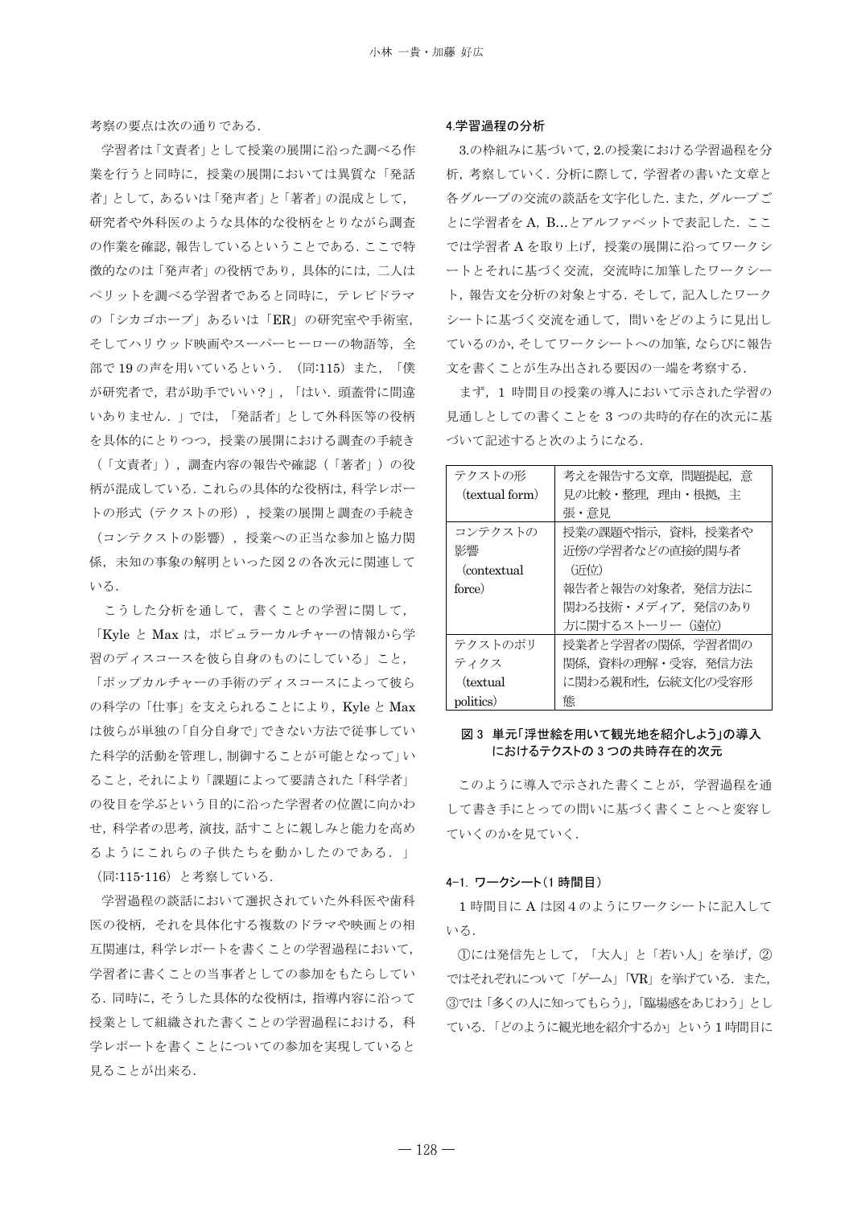考察の要点は次の通りである．

学習者は「文責者」として授業の展開に沿った調べる作業を行うと同時に，授業の展開においては異質な「発話者」として，あるいは「発声者」と「著者」の混成として，研究者や外科医のような具体的な役柄をとりながら調査の作業を確認，報告しているということである．ここで特徴的なのは「発声者」の役柄であり，具体的には，二人はペリットを調べる学習者であると同時に，テレビドラマの「シカゴホープ」あるいは「ER」の研究室や手術室，そしてハリウッド映画やスーパーヒーローの物語等，全部で 19 の声を用いているという．（同:115）また，「僕が研究者で，君が助手でいい？」，「はい．頭蓋骨に間違いありません．」では，「発話者」として外科医等の役柄を具体的にとりつつ，授業の展開における調査の手続き（「文責者」），調査内容の報告や確認（「著者」）の役柄が混成している．これらの具体的な役柄は，科学レポートの形式（テクストの形），授業の展開と調査の手続き（コンテクストの影響），授業への正当な参加と協力関係，未知の事象の解明といった図 2 の各次元に関連している．

こうした分析を通して，書くことの学習に関して，「Kyle と Max は，ポピュラーカルチャーの情報から学習のディスコースを彼ら自身のものにしている」こと，「ポップカルチャーの手術のディスコースによって彼らの科学の「仕事」を支えられることにより，Kyle と Max は彼らが単独の「自分自身で」できない方法で従事していた科学的活動を管理し，制御することが可能となって」いること，それにより「課題によって要請された「科学者」の役目を学ぶという目的に沿った学習者の位置に向かわせ，科学者の思考，演技，話すことに親しみと能力を高めるようにこれらの子供たちを動かしたのである．」（同:115-116）と考察している．

学習過程の談話において選択されていた外科医や歯科医の役柄，それを具体化する複数のドラマや映画との相互関連は，科学レポートを書くことの学習過程において，学習者に書くことの当事者としての参加をもたらしている．同時に，そうした具体的な役柄は，指導内容に沿って授業として組織された書くことの学習過程における，科学レポートを書くことについての参加を実現していると見ることが出来る．

## 4.学習過程の分析

3.の枠組みに基づいて，2.の授業における学習過程を分析，考察していく．分析に際して，学習者の書いた文章と各グループの交流の談話を文字化した．また，グループごとに学習者を A，B…とアルファベットで表記した．ここでは学習者 A を取り上げ，授業の展開に沿ってワークシートとそれに基づく交流，交流時に加筆したワークシート，報告文を分析の対象とする．そして，記入したワークシートに基づく交流を通して，問いをどのように見出しているのか，そしてワークシートへの加筆，ならびに報告文を書くことが生み出される要因の一端を考察する．

まず，1 時間目の授業の導入において示された学習の見通しとしての書くことを 3 つの共時的存在的次元に基づいて記述すると次のようになる．

| テクストの形（textual form） | 考えを報告する文章，問題提起，意見の比較・整理，理由・根拠，主張・意見 |
|---|---|
| コンテクストの影響（contextual force） | 授業の課題や指示，資料，授業者や近傍の学習者などの直接的関与者（近位）<br>報告者と報告の対象者，発信方法に関わる技術・メディア，発信のあり方に関するストーリー（遠位） |
| テクストのポリティクス（textual politics） | 授業者と学習者の関係，学習者間の関係，資料の理解・受容，発信方法に関わる親和性，伝統文化の受容形態 |

**図 3 単元「浮世絵を用いて観光地を紹介しよう」の導入におけるテクストの 3 つの共時存在的次元**

このように導入で示された書くことが，学習過程を通して書き手にとっての問いに基づく書くことへと変容していくのかを見ていく．

### 4-1. ワークシート（1 時間目）

1 時間目に A は図 4 のようにワークシートに記入している．

①には発信先として，「大人」と「若い人」を挙げ，②ではそれぞれについて「ゲーム」「VR」を挙げている．また，③では「多くの人に知ってもらう」，「臨場感をあじわう」としている．「どのように観光地を紹介するか」という 1 時間目に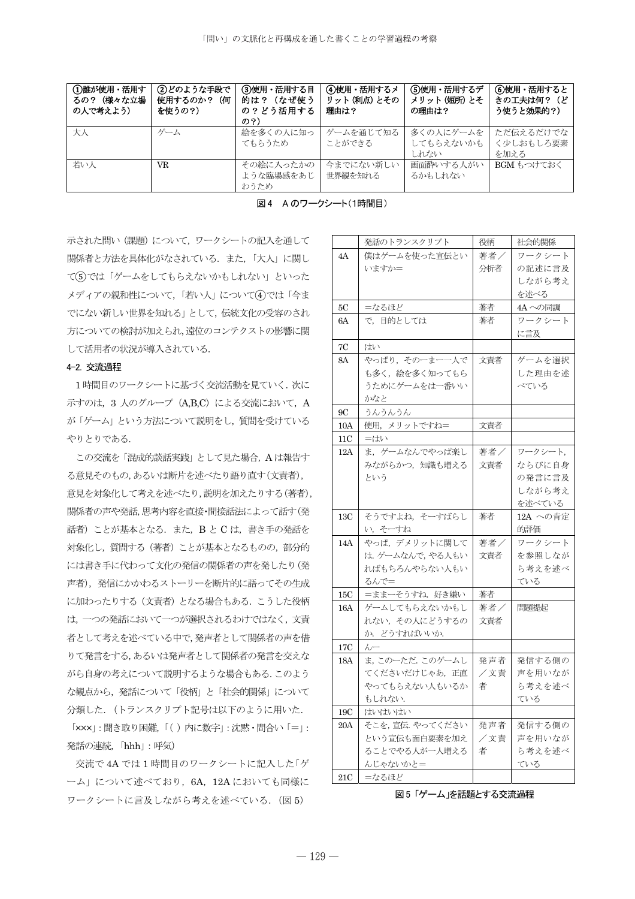| ①誰が使用・活用するの？（様々な立場の人で考えよう） | ②どのような手段で使用するのか？（何を使うの？） | ③使用・活用する目的は？（なぜ使うの？どう活用するの？） | ④使用・活用するメリット（利点）とその理由は？ | ⑤使用・活用するデメリット（短所）とその理由は？ | ⑥使用・活用するときの工夫は何？（どう使うと効果的？） |
|---|---|---|---|---|---|
| 大人 | ゲーム | 絵を多くの人に知ってもらうため | ゲームを通じて知ることができる | 多くの人にゲームをしてもらえないかもしれない | ただ伝えるだけでなく少しおもしろ要素を加える |
| 若い人 | VR | その絵に入ったかのような臨場感をあじわうため | 今までにない新しい世界観を知れる | 画面酔いする人がいるかもしれない | BGM もつけておく |

図4　A のワークシート（1時間目）

示された問い（課題）について，ワークシートの記入を通して関係者と方法を具体化がなされている．また，「大人」に関して⑤では「ゲームをしてもらえないかもしれない」といったメディアの親和性について，「若い人」について④では「今までにない新しい世界を知れる」として，伝統文化の受容のされ方についての検討が加えられ，遠位のコンテクストの影響に関して活用者の状況が導入されている．

### 4-2. 交流過程

1時間目のワークシートに基づく交流活動を見ていく．次に示すのは，3 人のグループ（A,B,C）による交流において，A が「ゲーム」という方法について説明をし，質問を受けているやりとりである．

この交流を「混成的談話実践」として見た場合，A は報告する意見そのもの，あるいは断片を述べたり語り直す（文責者），意見を対象化して考えを述べたり，説明を加えたりする（著者），関係者の声や発話，思考内容を直接・間接話法によって話す（発話者）ことが基本となる．また，B と C は，書き手の発話を対象化し，質問する（著者）ことが基本となるものの，部分的には書き手に代わって文化の発信の関係者の声を発したり（発声者），発信にかかわるストーリーを断片的に語ってその生成に加わったりする（文責者）となる場合もある．こうした役柄は，一つの発話において一つが選択されるわけではなく，文責者として考えを述べている中で，発声者として関係者の声を借りて発言をする，あるいは発声者として関係者の発言を交えながら自身の考えについて説明するような場合もある．このような観点から，発話について「役柄」と「社会的関係」について分類した．（トランスクリプト記号は以下のように用いた．「×××」：聞き取り困難，「( ) 内に数字」：沈黙・間合い「＝」：発話の連続，「hhh」：呼気）

交流で 4A では 1 時間目のワークシートに記入した「ゲーム」について述べており，6A，12A においても同様にワークシートに言及しながら考えを述べている．（図 5）

| | 発話のトランスクリプト | 役柄 | 社会的関係 |
|---|---|---|---|
| 4A | 僕はゲームを使った宣伝といいますか＝ | 著者／分析者 | ワークシートの記述に言及しながら考えを述べる |
| 5C | ＝なるほど | 著者 | 4A への同調 |
| 6A | で，目的としては | 著者 | ワークシートに言及 |
| 7C | はい | | |
| 8A | やっぱり，その一ま一一人でも多く，絵を多く知ってもらうためにゲームをは一番いいかなと | 文責者 | ゲームを選択した理由を述べている |
| 9C | うんうんうん | | |
| 10A | 使用，メリットですね＝ | 文責者 | |
| 11C | ＝はい | | |
| 12A | ま，ゲームなんでやっぱ楽しみながらかつ，知識も増えるという | 著者／文責者 | ワークシート，ならびに自身の発言に言及しながら考えを述べている |
| 13C | そうですよね，そ一すばらしい，そ一すね | 著者 | 12A への肯定的評価 |
| 14A | やっぱ，デメリットに関しては．ゲームなんで，やる人もいればもちろんやらない人もいるんで＝ | 著者／文責者 | ワークシートを参照しながら考えを述べている |
| 15C | ＝まま一そうすね．好き嫌い | 著者 | |
| 16A | ゲームしてもらえないかもしれない，その人にどうするのか．どうすればいいか． | 著者／文責者 | 問題提起 |
| 17C | ん一 | | |
| 18A | ま，この一ただ．このゲームしてくださいだけじゃあ，正直やってもらえない人もいるかもしれない． | 発声者／文責者 | 発信する側の声を用いながら考えを述べている |
| 19C | はいはいはい | | |
| 20A | そこを，宣伝．やってくださいという宣伝も面白要素を加えることでやる人が一人増えるんじゃないかと＝ | 発声者／文責者 | 発信する側の声を用いながら考えを述べている |
| 21C | ＝なるほど | | |

図5「ゲーム」を話題とする交流過程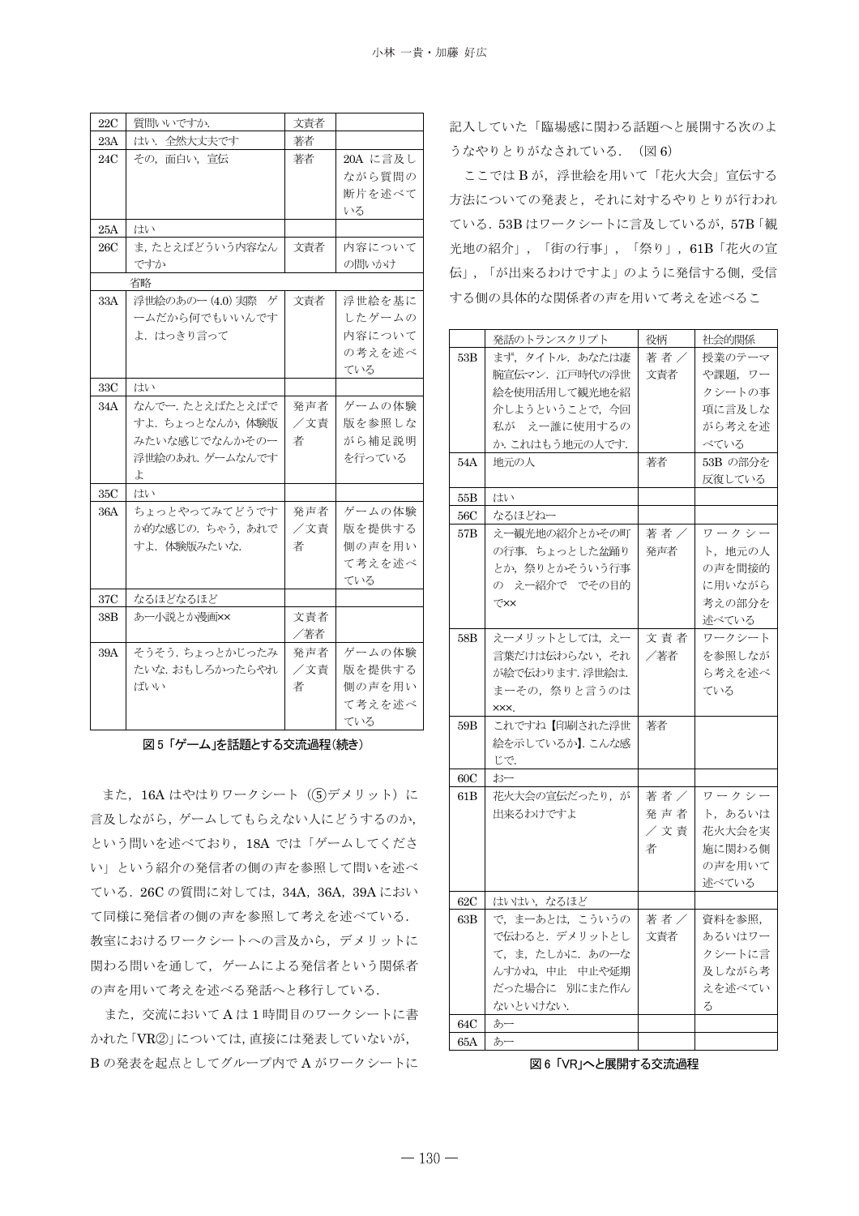| | | | |
|---|---|---|---|
| 22C | 質問いいですか. | 文責者 | |
| 23A | はい．全然大丈夫です | 著者 | |
| 24C | その，面白い，宣伝 | 著者 | 20A に言及しながら質問の断片を述べている |
| 25A | はい | | |
| 26C | ま，たとえばどういう内容なんですか | 文責者 | 内容についての問いかけ |
| | 省略 | | |
| 33A | 浮世絵のあの一 (4.0) 実際　ゲームだから何でもいいんですよ．はっきり言って | 文責者 | 浮世絵を基にしたゲームの内容についての考えを述べている |
| 33C | はい | | |
| 34A | なんでー．たとえばたとえばですよ．ちょっとなんか，体験版みたいな感じでなんかそのー浮世絵のあれ．ゲームなんですよ | 発声者／文責者 | ゲームの体験版を参照しながら補足説明を行っている |
| 35C | はい | | |
| 36A | ちょっとやってみてどうですか的な感じの．ちゃう，あれですよ．体験版みたいな. | 発声者／文責者 | ゲームの体験版を提供する側の声を用いて考えを述べている |
| 37C | なるほどなるほど | | |
| 38B | あー小説とか漫画×× | 文責者／著者 | |
| 39A | そうそう．ちょっとかじったみたいな．おもしろかったらやればいい | 発声者／文責者 | ゲームの体験版を提供する側の声を用いて考えを述べている |

**図 5「ゲーム」を話題とする交流過程（続き）**

また，16A はやはりワークシート（⑤デメリット）に言及しながら，ゲームしてもらえない人にどうするのか，という問いを述べており，18A では「ゲームしてください」という紹介の発信者の側の声を参照して問いを述べている．26C の質問に対しては，34A，36A，39A において同様に発信者の側の声を参照して考えを述べている．教室におけるワークシートへの言及から，デメリットに関わる問いを通して，ゲームによる発信者という関係者の声を用いて考えを述べる発話へと移行している．

また，交流において A は 1 時間目のワークシートに書かれた「VR②」については，直接には発表していないが，B の発表を起点としてグループ内で A がワークシートに記入していた「臨場感に関わる話題へと展開する次のようなやりとりがなされている．（図 6）

ここでは B が，浮世絵を用いて「花火大会」宣伝する方法についての発表と，それに対するやりとりが行われている．53B はワークシートに言及しているが，57B「観光地の紹介」，「街の行事」，「祭り」，61B「花火の宣伝」，「が出来るわけですよ」のように発信する側，受信する側の具体的な関係者の声を用いて考えを述べるこ

| | 発話のトランスクリプト | 役柄 | 社会的関係 |
|---|---|---|---|
| 53B | まず，タイトル．あなたは凄腕宣伝マン．江戸時代の浮世絵を使用活用して観光地を紹介しようということで，今回私が　え一誰に使用するのか．これはもう地元の人です. | 著者／文責者 | 授業のテーマや課題，ワークシートの事項に言及しながら考えを述べている |
| 54A | 地元の人 | 著者 | 53B の部分を反復している |
| 55B | はい | | |
| 56C | なるほどねー | | |
| 57B | え一観光地の紹介とかその町の行事．ちょっとした盆踊りとか，祭りとかそういう行事の　え一紹介で　でその目的で×× | 著者／発声者 | ワークシート，地元の人の声を間接的に用いながら考えの部分を述べている |
| 58B | えーメリットとしては，え一言葉だけは伝わらない，それが絵で伝わります．浮世絵は．まーその，祭りと言うのは×××. | 文責者／著者 | ワークシートを参照しながら考えを述べている |
| 59B | これですね【印刷された浮世絵を示しているか】．こんな感じで. | 著者 | |
| 60C | お一 | | |
| 61B | 花火大会の宣伝だったり，が出来るわけですよ | 著者／発声者／文責者 | ワークシート，あるいは花火大会を実施に関わる側の声を用いて述べている |
| 62C | はいはい，なるほど | | |
| 63B | で，まーあとは，こういうので伝わると．デメリットとして，ま，たしかに．あの一なんすかね，中止　中止や延期だった場合に　別にまた作んないといけない. | 著者／文責者 | 資料を参照，あるいはワークシートに言及しながら考えを述べている |
| 64C | あー | | |
| 65A | あー | | |

**図 6「VR」へと展開する交流過程**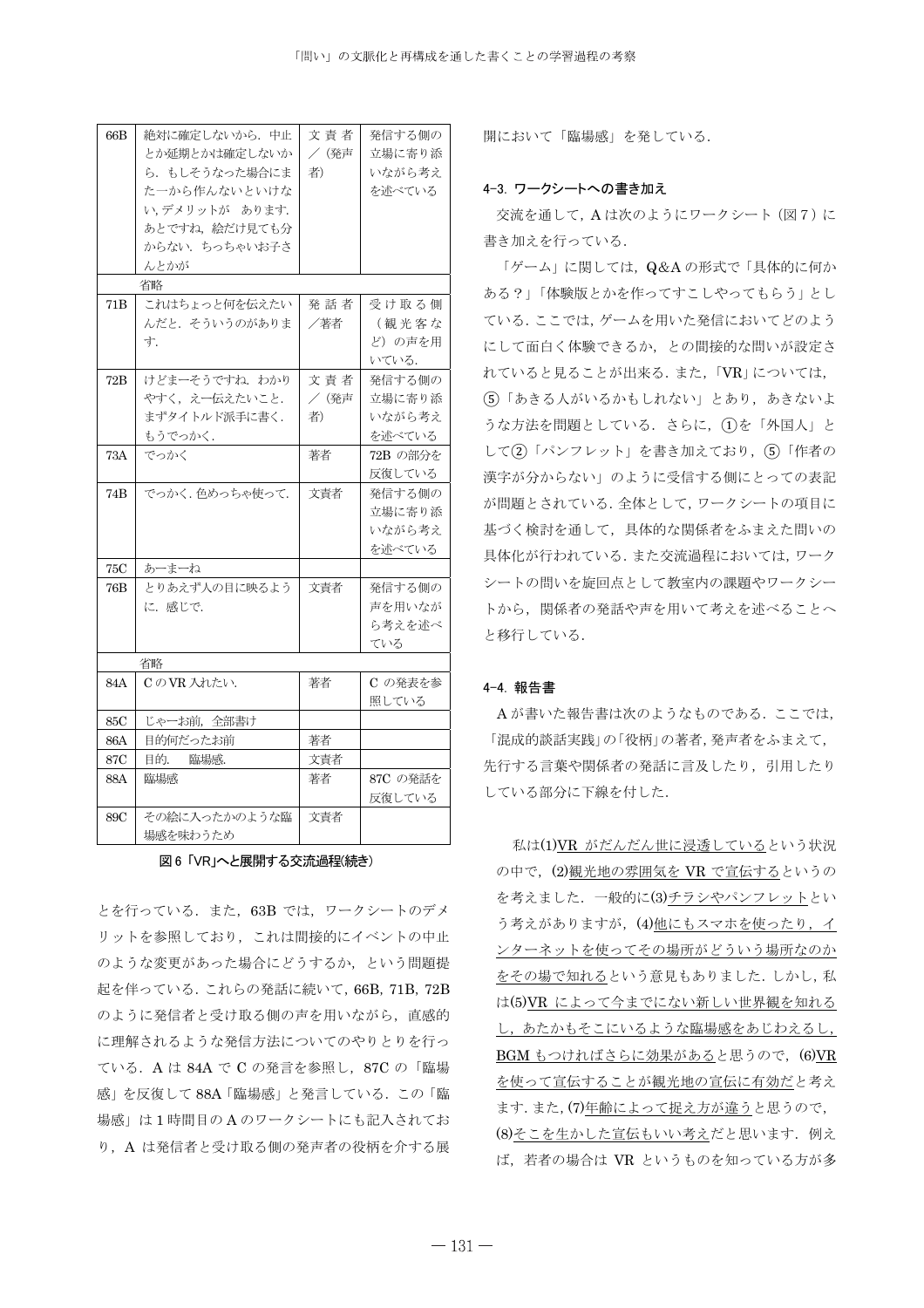| 66B | 絶対に確定しないから．中止とか延期とかは確定しないから．もしそうなった場合にまた一から作んないといけない，デメリットが　あります．あとですね，絵だけ見ても分からない．ちっちゃいお子さんとかが | 文責者／(発声者) | 発信する側の立場に寄り添いながら考えを述べている |
|---|---|---|---|
| | 省略 | | |
| 71B | これはちょっと何を伝えたいんだと．そういうのがあります． | 発話者／著者 | 受け取る側（観光客など）の声を用いている． |
| 72B | けどまーそうですね．わかりやすく，え一伝えたいこと．まずタイトルド派手に書く．もうでっかく． | 文責者／(発声者) | 発信する側の立場に寄り添いながら考えを述べている |
| 73A | でっかく | 著者 | 72B の部分を反復している |
| 74B | でっかく．色めっちゃ使って． | 文責者 | 発信する側の立場に寄り添いながら考えを述べている |
| 75C | あ一ま一ね | | |
| 76B | とりあえず人の目に映るように．感じで． | 文責者 | 発信する側の声を用いながら考えを述べている |
| | 省略 | | |
| 84A | C の VR 入れたい． | 著者 | C の発表を参照している |
| 85C | じゃーお前，全部書け | | |
| 86A | 目的何だったお前 | 著者 | |
| 87C | 目的．　臨場感． | 文責者 | |
| 88A | 臨場感 | 著者 | 87C の発話を反復している |
| 89C | その絵に入ったかのような臨場感を味わうため | 文責者 | |

**図 6 「VR」へと展開する交流過程(続き)**

とを行っている．また，63B では，ワークシートのデメリットを参照しており，これは間接的にイベントの中止のような変更があった場合にどうするか，という問題提起を伴っている．これらの発話に続いて，66B, 71B, 72B のように発信者と受け取る側の声を用いながら，直感的に理解されるような発信方法についてのやりとりを行っている．A は 84A で C の発言を参照し，87C の「臨場感」を反復して 88A「臨場感」と発言している．この「臨場感」は 1 時間目の A のワークシートにも記入されており，A は発信者と受け取る側の発声者の役柄を介する展開において「臨場感」を発している．

#### 4-3. ワークシートへの書き加え

交流を通して，A は次のようにワークシート（図 7）に書き加えを行っている．

「ゲーム」に関しては，Q&A の形式で「具体的に何かある？」「体験版とかを作ってすこしやってもらう」としている．ここでは，ゲームを用いた発信においてどのようにして面白く体験できるか，との間接的な問いが設定されていると見ることが出来る．また，「VR」については，⑤「あきる人がいるかもしれない」とあり，あきないような方法を問題としている．さらに，①を「外国人」として②「パンフレット」を書き加えており，⑤「作者の漢字が分からない」のように受信する側にとっての表記が問題とされている．全体として，ワークシートの項目に基づく検討を通して，具体的な関係者をふまえた問いの具体化が行われている．また交流過程においては，ワークシートの問いを旋回点として教室内の課題やワークシートから，関係者の発話や声を用いて考えを述べることへと移行している．

#### 4-4. 報告書

A が書いた報告書は次のようなものである．ここでは，「混成的談話実践」の「役柄」の著者，発声者をふまえて，先行する言葉や関係者の発話に言及したり，引用したりしている部分に下線を付した．

私は(1)<u>VR がだんだん世に浸透している</u>という状況の中で，(2)<u>観光地の雰囲気を VR で宣伝する</u>というのを考えました．一般的に(3)<u>チラシやパンフレット</u>という考えがありますが，(4)<u>他にもスマホを使ったり，インターネットを使ってその場所がどういう場所なのかをその場で知れる</u>という意見もありました．しかし，私は(5)<u>VR によって今までにない新しい世界観を知れるし，あたかもそこにいるような臨場感をあじわえるし，BGM もつければさらに効果がある</u>と思うので，(6)<u>VR を使って宣伝することが観光地の宣伝に有効だ</u>と考えます．また，(7)<u>年齢によって捉え方が違う</u>と思うので，(8)<u>そこを生かした宣伝もいい考えだ</u>と思います．例えば，若者の場合は VR というものを知っている方が多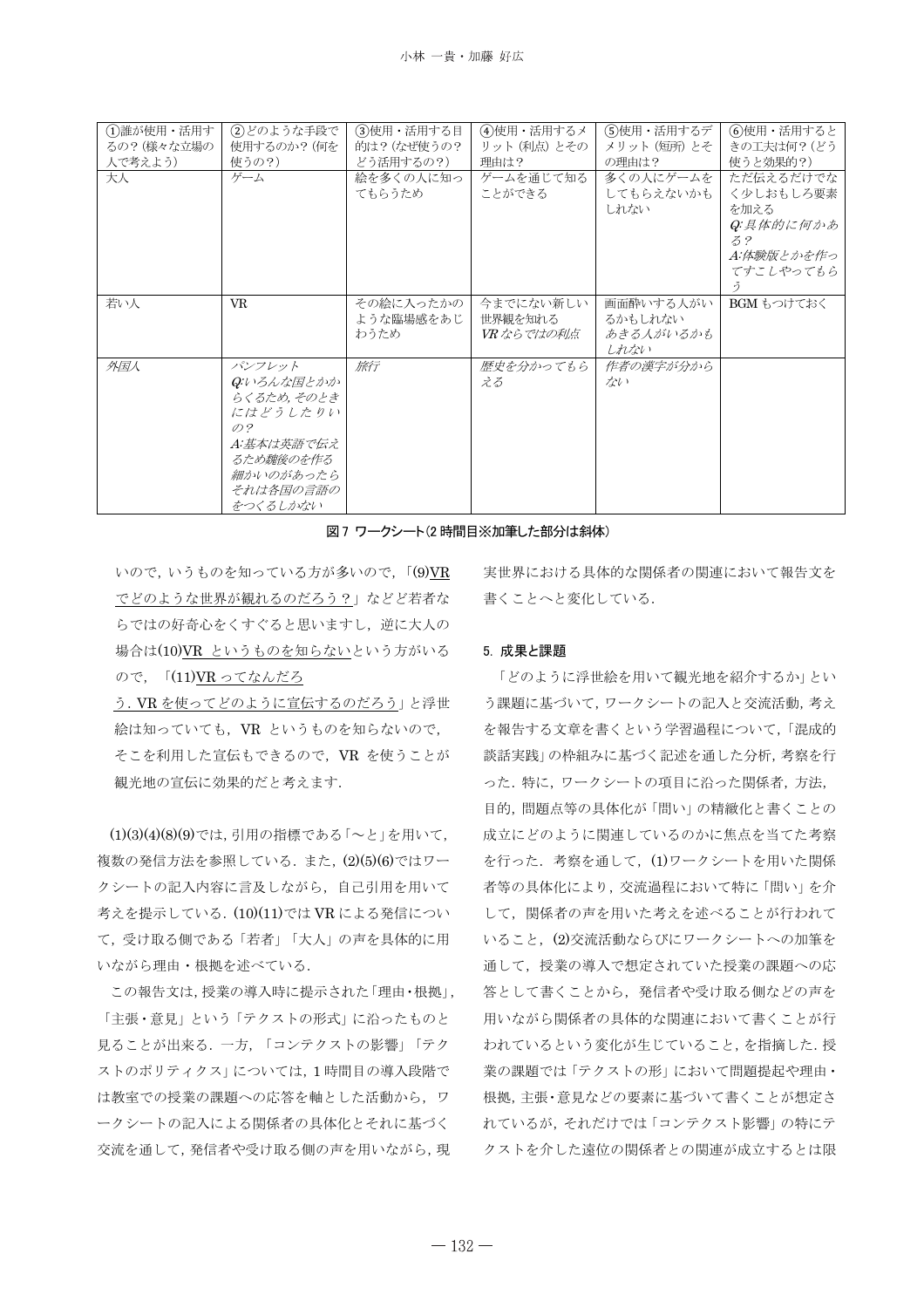| ①誰が使用・活用するの？(様々な立場の人で考えよう) | ②どのような手段で使用するのか？(何を使うの？) | ③使用・活用する目的は？(なぜ使うの？どう活用するの？) | ④使用・活用するメリット(利点)とその理由は？ | ⑤使用・活用するデメリット(短所)とその理由は？ | ⑥使用・活用するときの工夫は何？(どう使うと効果的？) |
|---|---|---|---|---|---|
| 大人 | ゲーム | 絵を多くの人に知ってもらうため | ゲームを通じて知ることができる | 多くの人にゲームをしてもらえないかもしれない | ただ伝えるだけでなく少しおもしろ要素を加える *Q:具体的に何かある？* *A:体験版とかを作ってすこしやってもらう* |
| 若い人 | VR | その絵に入ったかのような臨場感をあじわうため | 今までにない新しい世界観を知れる *VRならではの利点* | 画面酔いする人がいるかもしれない *あきる人がいるかもしれない* | BGMもつけておく |
| *外国人* | *パンフレット* *Q:いろんな国とかからくるため，そのときにはどうしたりいの？* *A:基本は英語で伝えるため魏後のを作る細かいのがあったらそれは各国の言語のをつくるしかない* | *旅行* | *歴史を分かってもらえる* | *作者の漢字が分からない* | |

**図7 ワークシート(2時間目※加筆した部分は斜体)**

いので，いうものを知っている方が多いので，「(9)<u>VRでどのような世界が観れるのだろう？</u>」などど若者ならではの好奇心をくすぐると思いますし，逆に大人の場合は(10)<u>VR というものを知らない</u>という方がいるので，「(11)<u>VR ってなんだろう．VR を使ってどのように宣伝するのだろう</u>」と浮世絵は知っていても，VR というものを知らないので，そこを利用した宣伝もできるので，VR を使うことが観光地の宣伝に効果的だと考えます．

(1)(3)(4)(8)(9)では，引用の指標である「〜と」を用いて，複数の発信方法を参照している．また，(2)(5)(6)ではワークシートの記入内容に言及しながら，自己引用を用いて考えを提示している．(10)(11)では VR による発信について，受け取る側である「若者」「大人」の声を具体的に用いながら理由・根拠を述べている．

この報告文は，授業の導入時に提示された「理由・根拠」，「主張・意見」という「テクストの形式」に沿ったものと見ることが出来る．一方，「コンテクストの影響」「テクストのポリティクス」については，1時間目の導入段階では教室での授業の課題への応答を軸とした活動から，ワークシートの記入による関係者の具体化とそれに基づく交流を通して，発信者や受け取る側の声を用いながら，現実世界における具体的な関係者の関連において報告文を書くことへと変化している．

## 5. 成果と課題

「どのように浮世絵を用いて観光地を紹介するか」という課題に基づいて，ワークシートの記入と交流活動，考えを報告する文章を書くという学習過程について，「混成的談話実践」の枠組みに基づく記述を通した分析，考察を行った．特に，ワークシートの項目に沿った関係者，方法，目的，問題点等の具体化が「問い」の精緻化と書くことの成立にどのように関連しているのかに焦点を当てた考察を行った．考察を通して，(1)ワークシートを用いた関係者等の具体化により，交流過程において特に「問い」を介して，関係者の声を用いた考えを述べることが行われていること，(2)交流活動ならびにワークシートへの加筆を通して，授業の導入で想定されていた授業の課題への応答として書くことから，発信者や受け取る側などの声を用いながら関係者の具体的な関連において書くことが行われているという変化が生じていること，を指摘した．授業の課題では「テクストの形」において問題提起や理由・根拠，主張・意見などの要素に基づいて書くことが想定されているが，それだけでは「コンテクスト影響」の特にテクストを介した遠位の関係者との関連が成立するとは限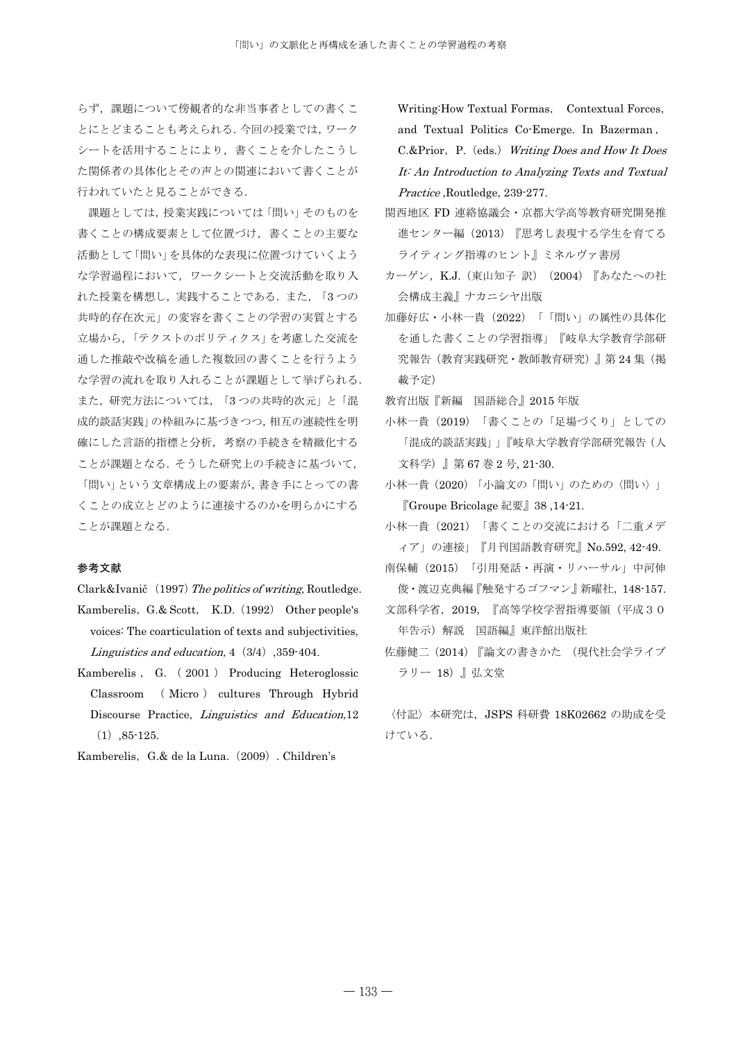らず，課題について傍観者的な非当事者としての書くことにとどまることも考えられる．今回の授業では，ワークシートを活用することにより，書くことを介したこうした関係者の具体化とその声との関連において書くことが行われていたと見ることができる．

課題としては，授業実践については「問い」そのものを書くことの構成要素として位置づけ，書くことの主要な活動として「問い」を具体的な表現に位置づけていくような学習過程において，ワークシートと交流活動を取り入れた授業を構想し，実践することである．また，「3 つの共時的存在次元」の変容を書くことの学習の実質とする立場から，「テクストのポリティクス」を考慮した交流を通した推敲や改稿を通した複数回の書くことを行うような学習の流れを取り入れることが課題として挙げられる．また，研究方法については，「3 つの共時的次元」と「混成的談話実践」の枠組みに基づきつつ，相互の連続性を明確にした言語的指標と分析，考察の手続きを精緻化することが課題となる．そうした研究上の手続きに基づいて，「問い」という文章構成上の要素が，書き手にとっての書くことの成立とどのように連接するのかを明らかにすることが課題となる．

**参考文献**

Clark&Ivanič（1997）*The politics of writing*, Routledge.

Kamberelis，G.& Scott， K.D.（1992） Other people's voices: The coarticulation of texts and subjectivities, *Linguistics and education*, 4（3/4）,359-404.

Kamberelis，G.（2001）Producing Heteroglossic Classroom （Micro） cultures Through Hybrid Discourse Practice, *Linguistics and Education*,12（1）,85-125.

Kamberelis，G.& de la Luna.（2009）. Children's Writing:How Textual Formas， Contextual Forces, and Textual Politics Co-Emerge. In Bazerman , C.&Prior，P.（eds.）*Writing Does and How It Does It: An Introduction to Analyzing Texts and Textual Practice* ,Routledge, 239-277.

関西地区 FD 連絡協議会・京都大学高等教育研究開発推進センター編（2013）『思考し表現する学生を育てるライティング指導のヒント』ミネルヴァ書房

カーゲン，K.J.（東山知子 訳）（2004）『あなたへの社会構成主義』ナカニシヤ出版

加藤好広・小林一貴（2022）「「問い」の属性の具体化を通した書くことの学習指導」『岐阜大学教育学部研究報告（教育実践研究・教師教育研究）』第 24 集（掲載予定）

教育出版『新編 国語総合』2015 年版

小林一貴（2019）「書くことの「足場づくり」としての「混成的談話実践」」『岐阜大学教育学部研究報告（人文科学）』第 67 巻 2 号, 21-30.

小林一貴（2020）「小論文の「問い」のための〈問い〉」『Groupe Bricolage 紀要』38 ,14-21.

小林一貴（2021）「書くことの交流における「二重メディア」の連接」『月刊国語教育研究』No.592, 42-49.

南保輔（2015）「引用発話・再演・リハーサル」中河伸俊・渡辺克典編『触発するゴフマン』新曜社，148-157.

文部科学省，2019，『高等学校学習指導要領（平成３０年告示）解説 国語編』東洋館出版社

佐藤健二（2014）『論文の書きかた （現代社会学ライブラリー 18）』弘文堂

〈付記〉本研究は，JSPS 科研費 18K02662 の助成を受けている．